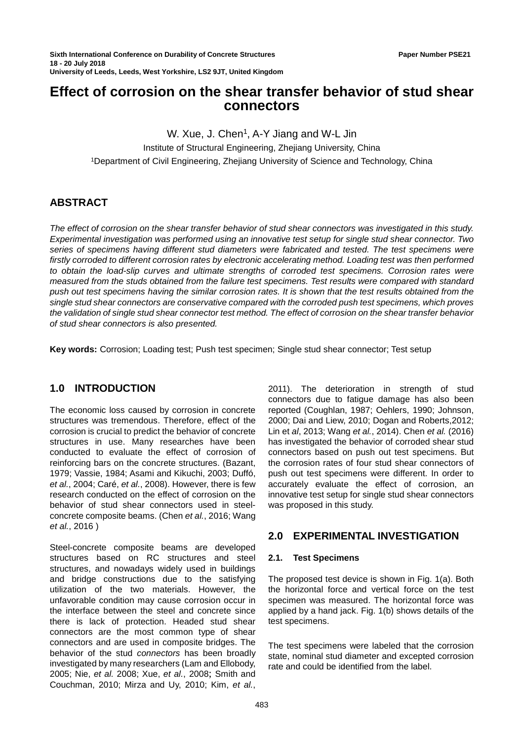# Effect of corrosion on the shear transfer behavior of stud shear connectors

W. Xue, J. Chen[1], A-Y Jiang and W-L Jin

Institute of Structural Engineering, Zhejiang University, China

[1]Department of Civil Engineering, Zhejiang University of Science and Technology, China

## ABSTRACT

*The effect of corrosion on the shear transfer behavior of stud shear connectors was investigated in this study. Experimental investigation was performed using an innovative test setup for single stud shear connector. Two series of specimens having different stud diameters were fabricated and tested. The test specimens were firstly corroded to different corrosion rates by electronic accelerating method. Loading test was then performed to obtain the load-slip curves and ultimate strengths of corroded test specimens. Corrosion rates were measured from the studs obtained from the failure test specimens. Test results were compared with standard push out test specimens having the similar corrosion rates. It is shown that the test results obtained from the single stud shear connectors are conservative compared with the corroded push test specimens, which proves the validation of single stud shear connector test method. The effect of corrosion on the shear transfer behavior of stud shear connectors is also presented.*

**Key words:** Corrosion; Loading test; Push test specimen; Single stud shear connector; Test setup

## 1.0 INTRODUCTION

The economic loss caused by corrosion in concrete structures was tremendous. Therefore, effect of the corrosion is crucial to predict the behavior of concrete structures in use. Many researches have been conducted to evaluate the effect of corrosion of reinforcing bars on the concrete structures. (Bazant, 1979; Vassie, 1984; Asami and Kikuchi, 2003; Duffó, *et al.*, 2004; Caré, *et al*., 2008). However, there is few research conducted on the effect of corrosion on the behavior of stud shear connectors used in steel-concrete composite beams. (Chen *et al.*, 2016; Wang *et al.*, 2016 )

Steel-concrete composite beams are developed structures based on RC structures and steel structures, and nowadays widely used in buildings and bridge constructions due to the satisfying utilization of the two materials. However, the unfavorable condition may cause corrosion occur in the interface between the steel and concrete since there is lack of protection. Headed stud shear connectors are the most common type of shear connectors and are used in composite bridges. The behavior of the stud *connectors* has been broadly investigated by many researchers (Lam and Ellobody, 2005; Nie, *et al.* 2008; Xue, *et al.*, 2008**;** Smith and Couchman, 2010; Mirza and Uy, 2010; Kim, *et al.*, 2011). The deterioration in strength of stud connectors due to fatigue damage has also been reported (Coughlan, 1987; Oehlers, 1990; Johnson, 2000; Dai and Liew, 2010; Dogan and Roberts,2012; Lin et *al*, 2013; Wang *et al.*, 2014). Chen *et al.* (2016) has investigated the behavior of corroded shear stud connectors based on push out test specimens. But the corrosion rates of four stud shear connectors of push out test specimens were different. In order to accurately evaluate the effect of corrosion, an innovative test setup for single stud shear connectors was proposed in this study.

## 2.0 EXPERIMENTAL INVESTIGATION

### 2.1. Test Specimens

The proposed test device is shown in Fig. 1(a). Both the horizontal force and vertical force on the test specimen was measured. The horizontal force was applied by a hand jack. Fig. 1(b) shows details of the test specimens.

The test specimens were labeled that the corrosion state, nominal stud diameter and excepted corrosion rate and could be identified from the label.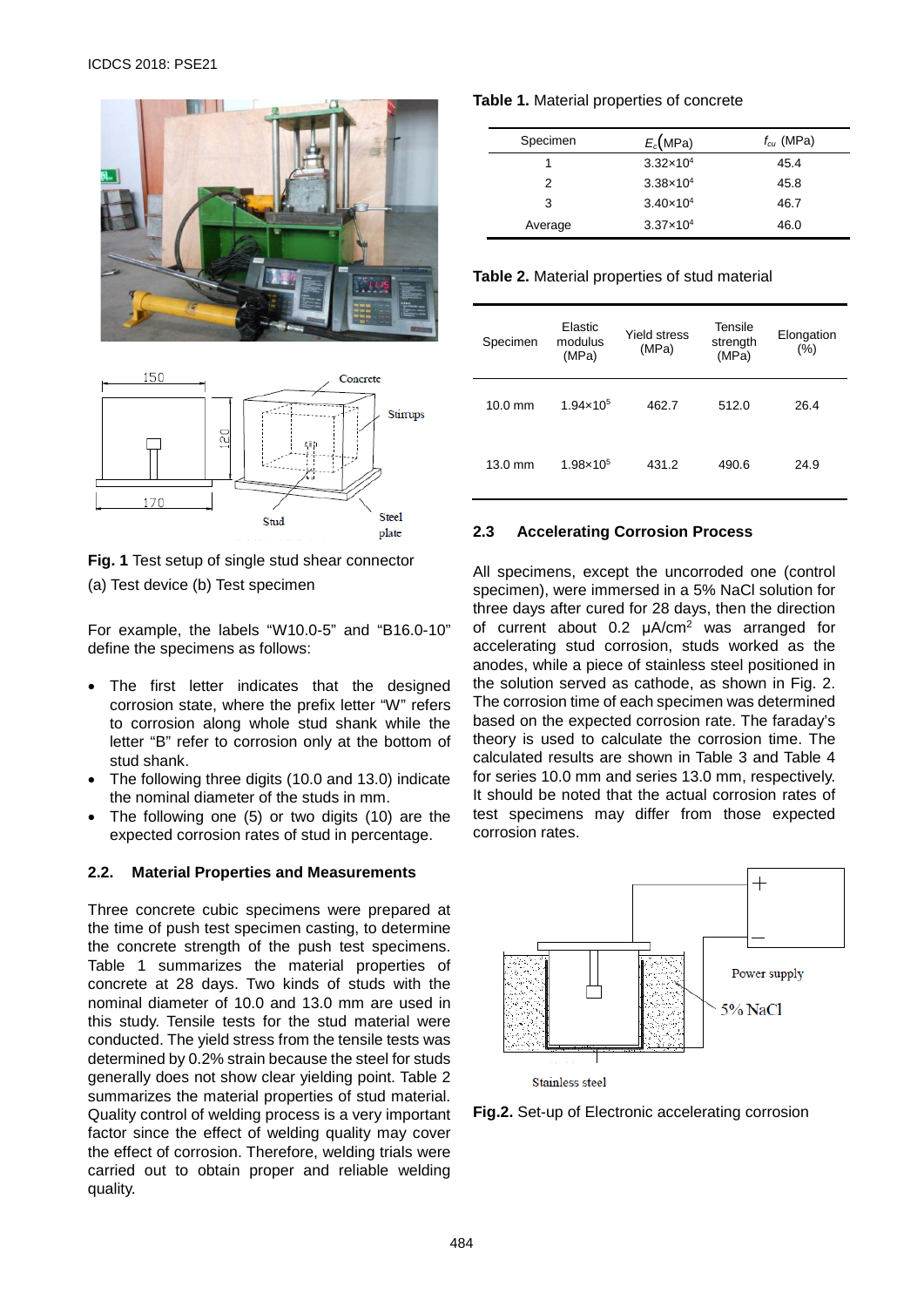Fig. 1 Test setup of single stud shear connector

(a) Test device (b) Test specimen

For example, the labels "W10.0-5" and "B16.0-10" define the specimens as follows:

- The first letter indicates that the designed corrosion state, where the prefix letter "W" refers to corrosion along whole stud shank while the letter "B" refer to corrosion only at the bottom of stud shank.
- The following three digits (10.0 and 13.0) indicate the nominal diameter of the studs in mm.
- The following one (5) or two digits (10) are the expected corrosion rates of stud in percentage.

### 2.2. Material Properties and Measurements

Three concrete cubic specimens were prepared at the time of push test specimen casting, to determine the concrete strength of the push test specimens. Table 1 summarizes the material properties of concrete at 28 days. Two kinds of studs with the nominal diameter of 10.0 and 13.0 mm are used in this study. Tensile tests for the stud material were conducted. The yield stress from the tensile tests was determined by 0.2% strain because the steel for studs generally does not show clear yielding point. Table 2 summarizes the material properties of stud material. Quality control of welding process is a very important factor since the effect of welding quality may cover the effect of corrosion. Therefore, welding trials were carried out to obtain proper and reliable welding quality.

**Table 1.** Material properties of concrete

| Specimen | $E_c$(MPa) | $f_{cu}$ (MPa) |
|---|---|---|
| 1 | $3.32\times10^4$ | 45.4 |
| 2 | $3.38\times10^4$ | 45.8 |
| 3 | $3.40\times10^4$ | 46.7 |
| Average | $3.37\times10^4$ | 46.0 |

**Table 2.** Material properties of stud material

| Specimen | Elastic modulus (MPa) | Yield stress (MPa) | Tensile strength (MPa) | Elongation (%) |
|---|---|---|---|---|
| 10.0 mm | $1.94\times10^5$ | 462.7 | 512.0 | 26.4 |
| 13.0 mm | $1.98\times10^5$ | 431.2 | 490.6 | 24.9 |

### 2.3 Accelerating Corrosion Process

All specimens, except the uncorroded one (control specimen), were immersed in a 5% NaCl solution for three days after cured for 28 days, then the direction of current about 0.2 μA/cm$^2$ was arranged for accelerating stud corrosion, studs worked as the anodes, while a piece of stainless steel positioned in the solution served as cathode, as shown in Fig. 2. The corrosion time of each specimen was determined based on the expected corrosion rate. The faraday's theory is used to calculate the corrosion time. The calculated results are shown in Table 3 and Table 4 for series 10.0 mm and series 13.0 mm, respectively. It should be noted that the actual corrosion rates of test specimens may differ from those expected corrosion rates.

**Fig.2.** Set-up of Electronic accelerating corrosion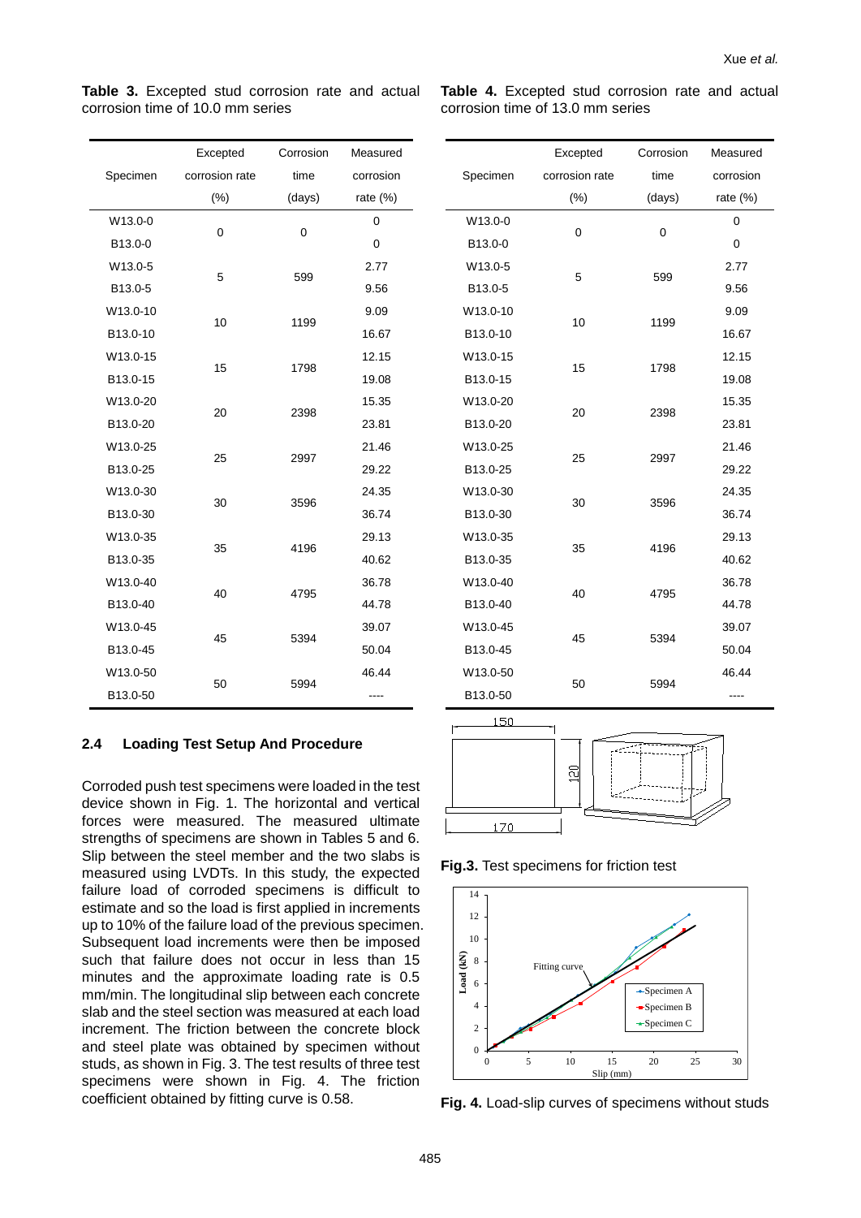**Table 3.** Excepted stud corrosion rate and actual corrosion time of 10.0 mm series

| Specimen | Excepted corrosion rate (%) | Corrosion time (days) | Measured corrosion rate (%) |
|---|---|---|---|
| W13.0-0 | 0 | 0 | 0 |
| B13.0-0 | | | 0 |
| W13.0-5 | 5 | 599 | 2.77 |
| B13.0-5 | | | 9.56 |
| W13.0-10 | 10 | 1199 | 9.09 |
| B13.0-10 | | | 16.67 |
| W13.0-15 | 15 | 1798 | 12.15 |
| B13.0-15 | | | 19.08 |
| W13.0-20 | 20 | 2398 | 15.35 |
| B13.0-20 | | | 23.81 |
| W13.0-25 | 25 | 2997 | 21.46 |
| B13.0-25 | | | 29.22 |
| W13.0-30 | 30 | 3596 | 24.35 |
| B13.0-30 | | | 36.74 |
| W13.0-35 | 35 | 4196 | 29.13 |
| B13.0-35 | | | 40.62 |
| W13.0-40 | 40 | 4795 | 36.78 |
| B13.0-40 | | | 44.78 |
| W13.0-45 | 45 | 5394 | 39.07 |
| B13.0-45 | | | 50.04 |
| W13.0-50 | 50 | 5994 | 46.44 |
| B13.0-50 | | | ---- |

**Table 4.** Excepted stud corrosion rate and actual corrosion time of 13.0 mm series

| Specimen | Excepted corrosion rate (%) | Corrosion time (days) | Measured corrosion rate (%) |
|---|---|---|---|
| W13.0-0 | 0 | 0 | 0 |
| B13.0-0 | | | 0 |
| W13.0-5 | 5 | 599 | 2.77 |
| B13.0-5 | | | 9.56 |
| W13.0-10 | 10 | 1199 | 9.09 |
| B13.0-10 | | | 16.67 |
| W13.0-15 | 15 | 1798 | 12.15 |
| B13.0-15 | | | 19.08 |
| W13.0-20 | 20 | 2398 | 15.35 |
| B13.0-20 | | | 23.81 |
| W13.0-25 | 25 | 2997 | 21.46 |
| B13.0-25 | | | 29.22 |
| W13.0-30 | 30 | 3596 | 24.35 |
| B13.0-30 | | | 36.74 |
| W13.0-35 | 35 | 4196 | 29.13 |
| B13.0-35 | | | 40.62 |
| W13.0-40 | 40 | 4795 | 36.78 |
| B13.0-40 | | | 44.78 |
| W13.0-45 | 45 | 5394 | 39.07 |
| B13.0-45 | | | 50.04 |
| W13.0-50 | 50 | 5994 | 46.44 |
| B13.0-50 | | | ---- |

### 2.4 Loading Test Setup And Procedure

Corroded push test specimens were loaded in the test device shown in Fig. 1. The horizontal and vertical forces were measured. The measured ultimate strengths of specimens are shown in Tables 5 and 6. Slip between the steel member and the two slabs is measured using LVDTs. In this study, the expected failure load of corroded specimens is difficult to estimate and so the load is first applied in increments up to 10% of the failure load of the previous specimen. Subsequent load increments were then be imposed such that failure does not occur in less than 15 minutes and the approximate loading rate is 0.5 mm/min. The longitudinal slip between each concrete slab and the steel section was measured at each load increment. The friction between the concrete block and steel plate was obtained by specimen without studs, as shown in Fig. 3. The test results of three test specimens were shown in Fig. 4. The friction coefficient obtained by fitting curve is 0.58.

**Fig.3.** Test specimens for friction test

**Fig. 4.** Load-slip curves of specimens without studs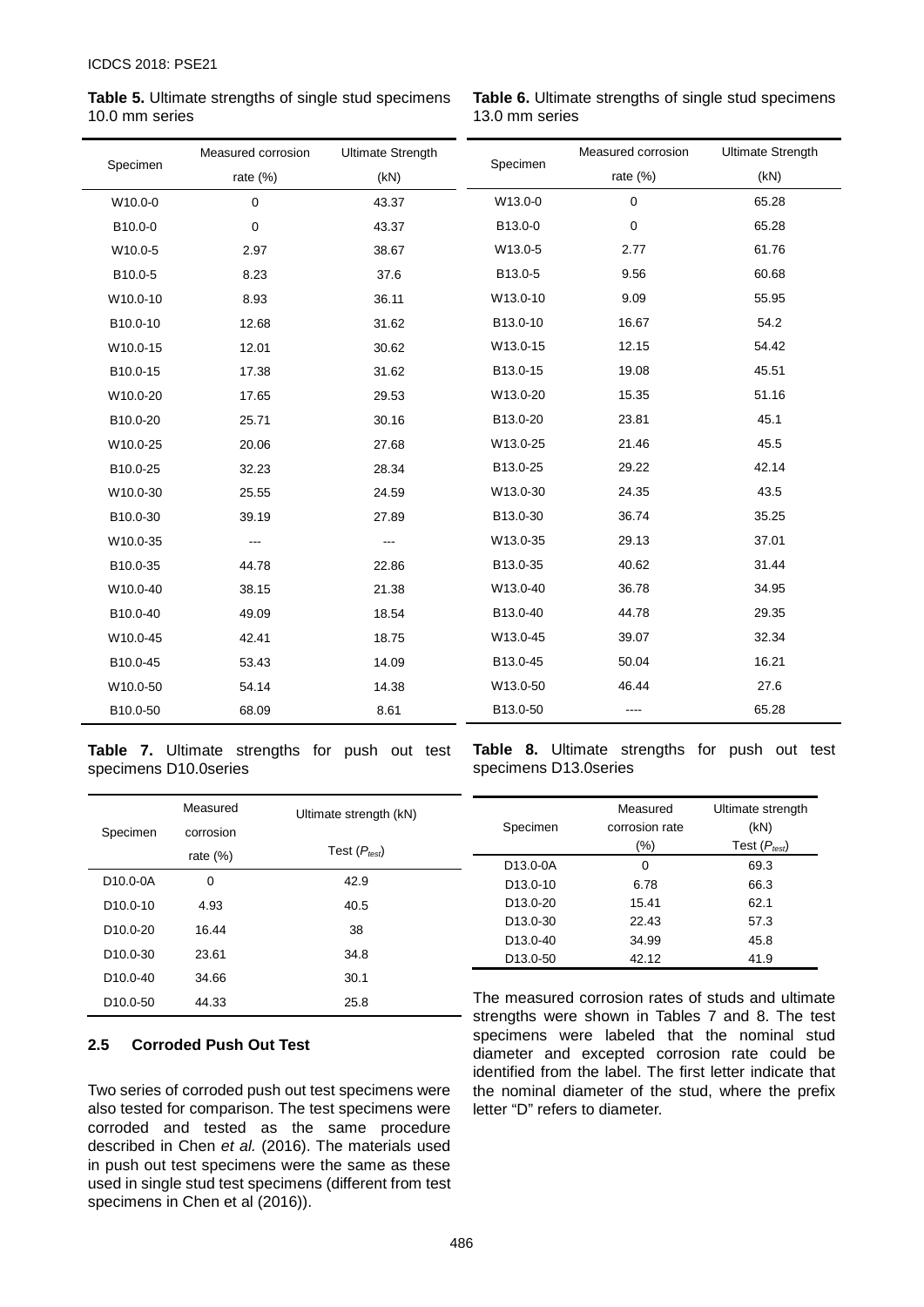**Table 5.** Ultimate strengths of single stud specimens 10.0 mm series

| Specimen | Measured corrosion rate (%) | Ultimate Strength (kN) |
|---|---|---|
| W10.0-0 | 0 | 43.37 |
| B10.0-0 | 0 | 43.37 |
| W10.0-5 | 2.97 | 38.67 |
| B10.0-5 | 8.23 | 37.6 |
| W10.0-10 | 8.93 | 36.11 |
| B10.0-10 | 12.68 | 31.62 |
| W10.0-15 | 12.01 | 30.62 |
| B10.0-15 | 17.38 | 31.62 |
| W10.0-20 | 17.65 | 29.53 |
| B10.0-20 | 25.71 | 30.16 |
| W10.0-25 | 20.06 | 27.68 |
| B10.0-25 | 32.23 | 28.34 |
| W10.0-30 | 25.55 | 24.59 |
| B10.0-30 | 39.19 | 27.89 |
| W10.0-35 | --- | --- |
| B10.0-35 | 44.78 | 22.86 |
| W10.0-40 | 38.15 | 21.38 |
| B10.0-40 | 49.09 | 18.54 |
| W10.0-45 | 42.41 | 18.75 |
| B10.0-45 | 53.43 | 14.09 |
| W10.0-50 | 54.14 | 14.38 |
| B10.0-50 | 68.09 | 8.61 |

**Table 6.** Ultimate strengths of single stud specimens 13.0 mm series

| Specimen | Measured corrosion rate (%) | Ultimate Strength (kN) |
|---|---|---|
| W13.0-0 | 0 | 65.28 |
| B13.0-0 | 0 | 65.28 |
| W13.0-5 | 2.77 | 61.76 |
| B13.0-5 | 9.56 | 60.68 |
| W13.0-10 | 9.09 | 55.95 |
| B13.0-10 | 16.67 | 54.2 |
| W13.0-15 | 12.15 | 54.42 |
| B13.0-15 | 19.08 | 45.51 |
| W13.0-20 | 15.35 | 51.16 |
| B13.0-20 | 23.81 | 45.1 |
| W13.0-25 | 21.46 | 45.5 |
| B13.0-25 | 29.22 | 42.14 |
| W13.0-30 | 24.35 | 43.5 |
| B13.0-30 | 36.74 | 35.25 |
| W13.0-35 | 29.13 | 37.01 |
| B13.0-35 | 40.62 | 31.44 |
| W13.0-40 | 36.78 | 34.95 |
| B13.0-40 | 44.78 | 29.35 |
| W13.0-45 | 39.07 | 32.34 |
| B13.0-45 | 50.04 | 16.21 |
| W13.0-50 | 46.44 | 27.6 |
| B13.0-50 | ---- | 65.28 |

**Table 7.** Ultimate strengths for push out test specimens D10.0series

| Specimen | Measured corrosion rate (%) | Ultimate strength (kN) Test ($P_{test}$) |
|---|---|---|
| D10.0-0A | 0 | 42.9 |
| D10.0-10 | 4.93 | 40.5 |
| D10.0-20 | 16.44 | 38 |
| D10.0-30 | 23.61 | 34.8 |
| D10.0-40 | 34.66 | 30.1 |
| D10.0-50 | 44.33 | 25.8 |

## 2.5 Corroded Push Out Test

Two series of corroded push out test specimens were also tested for comparison. The test specimens were corroded and tested as the same procedure described in Chen *et al.* (2016). The materials used in push out test specimens were the same as these used in single stud test specimens (different from test specimens in Chen et al (2016)).

**Table 8.** Ultimate strengths for push out test specimens D13.0series

| Specimen | Measured corrosion rate (%) | Ultimate strength (kN) Test ($P_{test}$) |
|---|---|---|
| D13.0-0A | 0 | 69.3 |
| D13.0-10 | 6.78 | 66.3 |
| D13.0-20 | 15.41 | 62.1 |
| D13.0-30 | 22.43 | 57.3 |
| D13.0-40 | 34.99 | 45.8 |
| D13.0-50 | 42.12 | 41.9 |

The measured corrosion rates of studs and ultimate strengths were shown in Tables 7 and 8. The test specimens were labeled that the nominal stud diameter and excepted corrosion rate could be identified from the label. The first letter indicate that the nominal diameter of the stud, where the prefix letter "D" refers to diameter.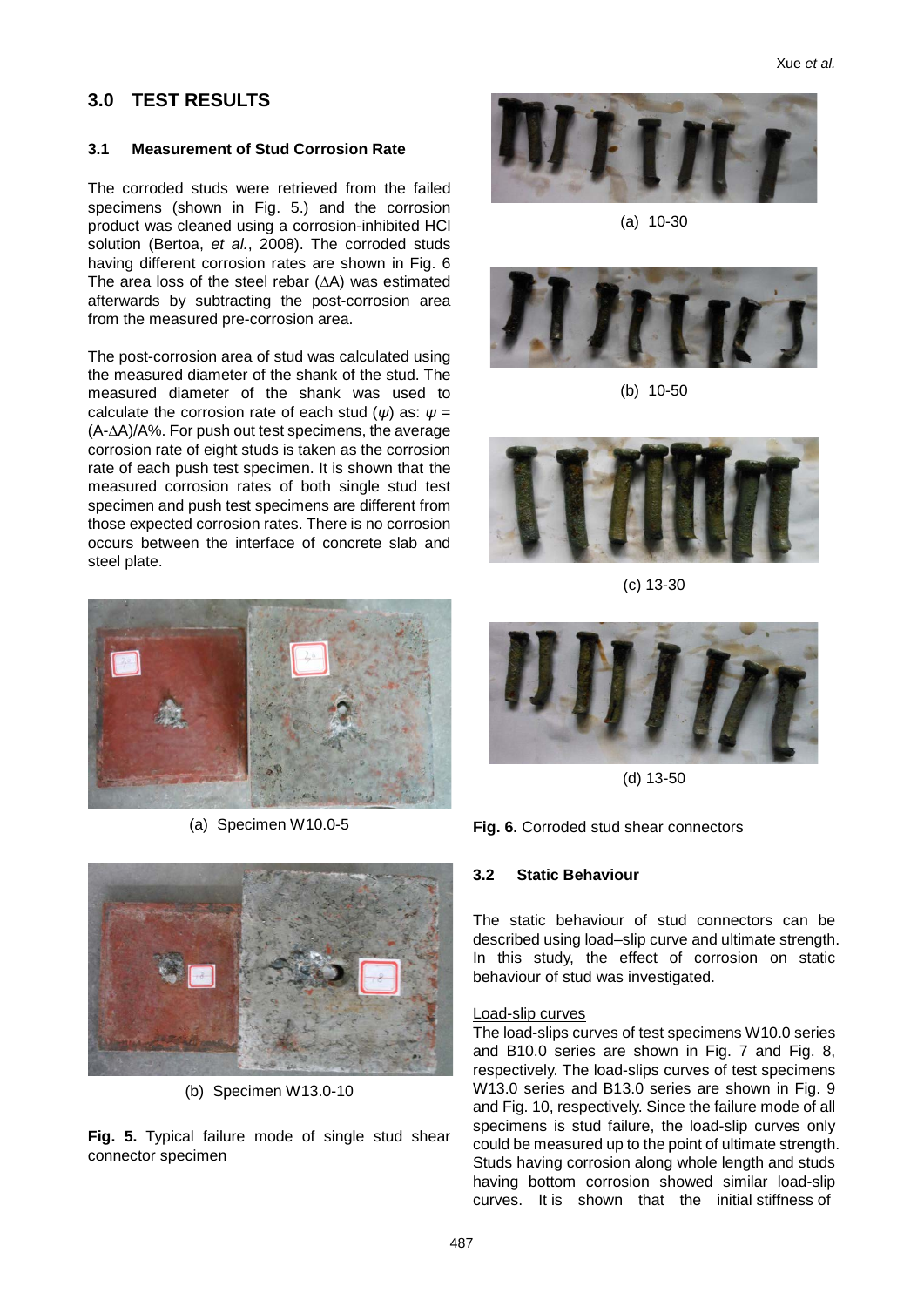## 3.0 TEST RESULTS

### 3.1 Measurement of Stud Corrosion Rate

The corroded studs were retrieved from the failed specimens (shown in Fig. 5.) and the corrosion product was cleaned using a corrosion-inhibited HCl solution (Bertoa, *et al.*, 2008). The corroded studs having different corrosion rates are shown in Fig. 6 The area loss of the steel rebar ($\Delta A$) was estimated afterwards by subtracting the post-corrosion area from the measured pre-corrosion area.

The post-corrosion area of stud was calculated using the measured diameter of the shank of the stud. The measured diameter of the shank was used to calculate the corrosion rate of each stud ($\psi$) as: $\psi = (A\text{-}\Delta A)/A\%$. For push out test specimens, the average corrosion rate of eight studs is taken as the corrosion rate of each push test specimen. It is shown that the measured corrosion rates of both single stud test specimen and push test specimens are different from those expected corrosion rates. There is no corrosion occurs between the interface of concrete slab and steel plate.

(a) Specimen W10.0-5

(b) Specimen W13.0-10

**Fig. 5.** Typical failure mode of single stud shear connector specimen

(a) 10-30

(b) 10-50

(c) 13-30

(d) 13-50

**Fig. 6.** Corroded stud shear connectors

### 3.2 Static Behaviour

The static behaviour of stud connectors can be described using load–slip curve and ultimate strength. In this study, the effect of corrosion on static behaviour of stud was investigated.

Load-slip curves

The load-slips curves of test specimens W10.0 series and B10.0 series are shown in Fig. 7 and Fig. 8, respectively. The load-slips curves of test specimens W13.0 series and B13.0 series are shown in Fig. 9 and Fig. 10, respectively. Since the failure mode of all specimens is stud failure, the load-slip curves only could be measured up to the point of ultimate strength. Studs having corrosion along whole length and studs having bottom corrosion showed similar load-slip curves. It is shown that the initial stiffness of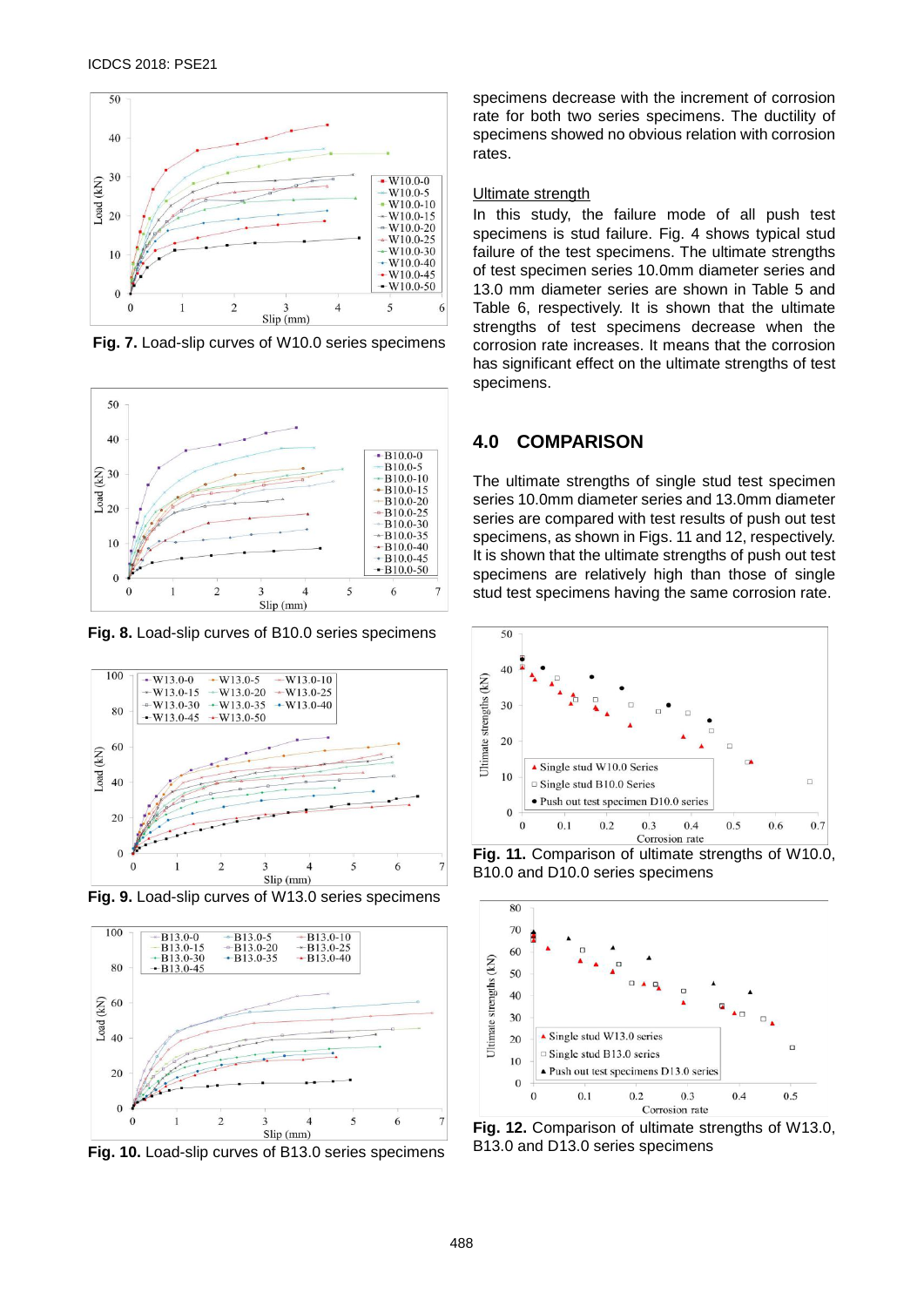Fig. 7. Load-slip curves of W10.0 series specimens

Fig. 8. Load-slip curves of B10.0 series specimens

Fig. 9. Load-slip curves of W13.0 series specimens

Fig. 10. Load-slip curves of B13.0 series specimens

specimens decrease with the increment of corrosion rate for both two series specimens. The ductility of specimens showed no obvious relation with corrosion rates.

Ultimate strength

In this study, the failure mode of all push test specimens is stud failure. Fig. 4 shows typical stud failure of the test specimens. The ultimate strengths of test specimen series 10.0mm diameter series and 13.0 mm diameter series are shown in Table 5 and Table 6, respectively. It is shown that the ultimate strengths of test specimens decrease when the corrosion rate increases. It means that the corrosion has significant effect on the ultimate strengths of test specimens.

## 4.0 COMPARISON

The ultimate strengths of single stud test specimen series 10.0mm diameter series and 13.0mm diameter series are compared with test results of push out test specimens, as shown in Figs. 11 and 12, respectively. It is shown that the ultimate strengths of push out test specimens are relatively high than those of single stud test specimens having the same corrosion rate.

Fig. 11. Comparison of ultimate strengths of W10.0, B10.0 and D10.0 series specimens

Fig. 12. Comparison of ultimate strengths of W13.0, B13.0 and D13.0 series specimens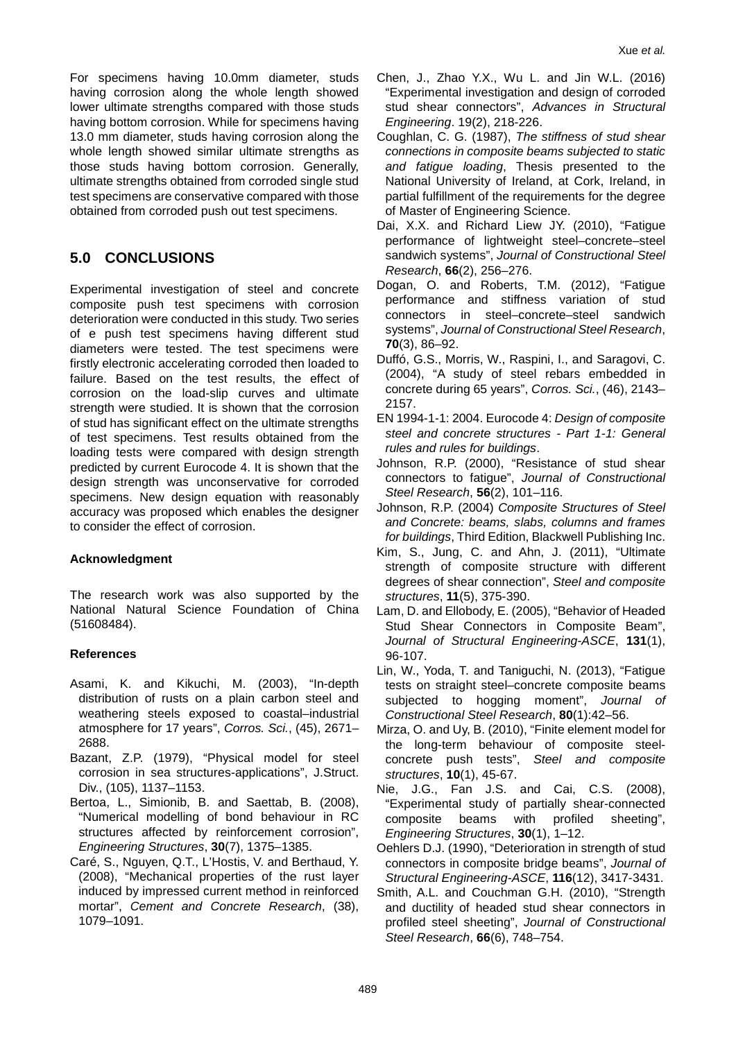For specimens having 10.0mm diameter, studs having corrosion along the whole length showed lower ultimate strengths compared with those studs having bottom corrosion. While for specimens having 13.0 mm diameter, studs having corrosion along the whole length showed similar ultimate strengths as those studs having bottom corrosion. Generally, ultimate strengths obtained from corroded single stud test specimens are conservative compared with those obtained from corroded push out test specimens.

## 5.0 CONCLUSIONS

Experimental investigation of steel and concrete composite push test specimens with corrosion deterioration were conducted in this study. Two series of e push test specimens having different stud diameters were tested. The test specimens were firstly electronic accelerating corroded then loaded to failure. Based on the test results, the effect of corrosion on the load-slip curves and ultimate strength were studied. It is shown that the corrosion of stud has significant effect on the ultimate strengths of test specimens. Test results obtained from the loading tests were compared with design strength predicted by current Eurocode 4. It is shown that the design strength was unconservative for corroded specimens. New design equation with reasonably accuracy was proposed which enables the designer to consider the effect of corrosion.

**Acknowledgment**

The research work was also supported by the National Natural Science Foundation of China (51608484).

**References**

Asami, K. and Kikuchi, M. (2003), "In-depth distribution of rusts on a plain carbon steel and weathering steels exposed to coastal–industrial atmosphere for 17 years", *Corros. Sci.*, (45), 2671–2688.

Bazant, Z.P. (1979), "Physical model for steel corrosion in sea structures-applications", J.Struct. Div., (105), 1137–1153.

Bertoa, L., Simionib, B. and Saettab, B. (2008), "Numerical modelling of bond behaviour in RC structures affected by reinforcement corrosion", *Engineering Structures*, **30**(7), 1375–1385.

Caré, S., Nguyen, Q.T., L'Hostis, V. and Berthaud, Y. (2008), "Mechanical properties of the rust layer induced by impressed current method in reinforced mortar", *Cement and Concrete Research*, (38), 1079–1091.

Chen, J., Zhao Y.X., Wu L. and Jin W.L. (2016) "Experimental investigation and design of corroded stud shear connectors", *Advances in Structural Engineering*. 19(2), 218-226.

Coughlan, C. G. (1987), *The stiffness of stud shear connections in composite beams subjected to static and fatigue loading*, Thesis presented to the National University of Ireland, at Cork, Ireland, in partial fulfillment of the requirements for the degree of Master of Engineering Science.

Dai, X.X. and Richard Liew JY. (2010), "Fatigue performance of lightweight steel–concrete–steel sandwich systems", *Journal of Constructional Steel Research*, **66**(2), 256–276.

Dogan, O. and Roberts, T.M. (2012), "Fatigue performance and stiffness variation of stud connectors in steel–concrete–steel sandwich systems", *Journal of Constructional Steel Research*, **70**(3), 86–92.

Duffó, G.S., Morris, W., Raspini, I., and Saragovi, C. (2004), "A study of steel rebars embedded in concrete during 65 years", *Corros. Sci.*, (46), 2143–2157.

EN 1994-1-1: 2004. Eurocode 4: *Design of composite steel and concrete structures - Part 1-1: General rules and rules for buildings*.

Johnson, R.P. (2000), "Resistance of stud shear connectors to fatigue", *Journal of Constructional Steel Research*, **56**(2), 101–116.

Johnson, R.P. (2004) *Composite Structures of Steel and Concrete: beams, slabs, columns and frames for buildings*, Third Edition, Blackwell Publishing Inc.

Kim, S., Jung, C. and Ahn, J. (2011), "Ultimate strength of composite structure with different degrees of shear connection", *Steel and composite structures*, **11**(5), 375-390.

Lam, D. and Ellobody, E. (2005), "Behavior of Headed Stud Shear Connectors in Composite Beam", *Journal of Structural Engineering-ASCE*, **131**(1), 96-107.

Lin, W., Yoda, T. and Taniguchi, N. (2013), "Fatigue tests on straight steel–concrete composite beams subjected to hogging moment", *Journal of Constructional Steel Research*, **80**(1):42–56.

Mirza, O. and Uy, B. (2010), "Finite element model for the long-term behaviour of composite steel-concrete push tests", *Steel and composite structures*, **10**(1), 45-67.

Nie, J.G., Fan J.S. and Cai, C.S. (2008), "Experimental study of partially shear-connected composite beams with profiled sheeting", *Engineering Structures*, **30**(1), 1–12.

Oehlers D.J. (1990), "Deterioration in strength of stud connectors in composite bridge beams", *Journal of Structural Engineering-ASCE*, **116**(12), 3417-3431.

Smith, A.L. and Couchman G.H. (2010), "Strength and ductility of headed stud shear connectors in profiled steel sheeting", *Journal of Constructional Steel Research*, **66**(6), 748–754.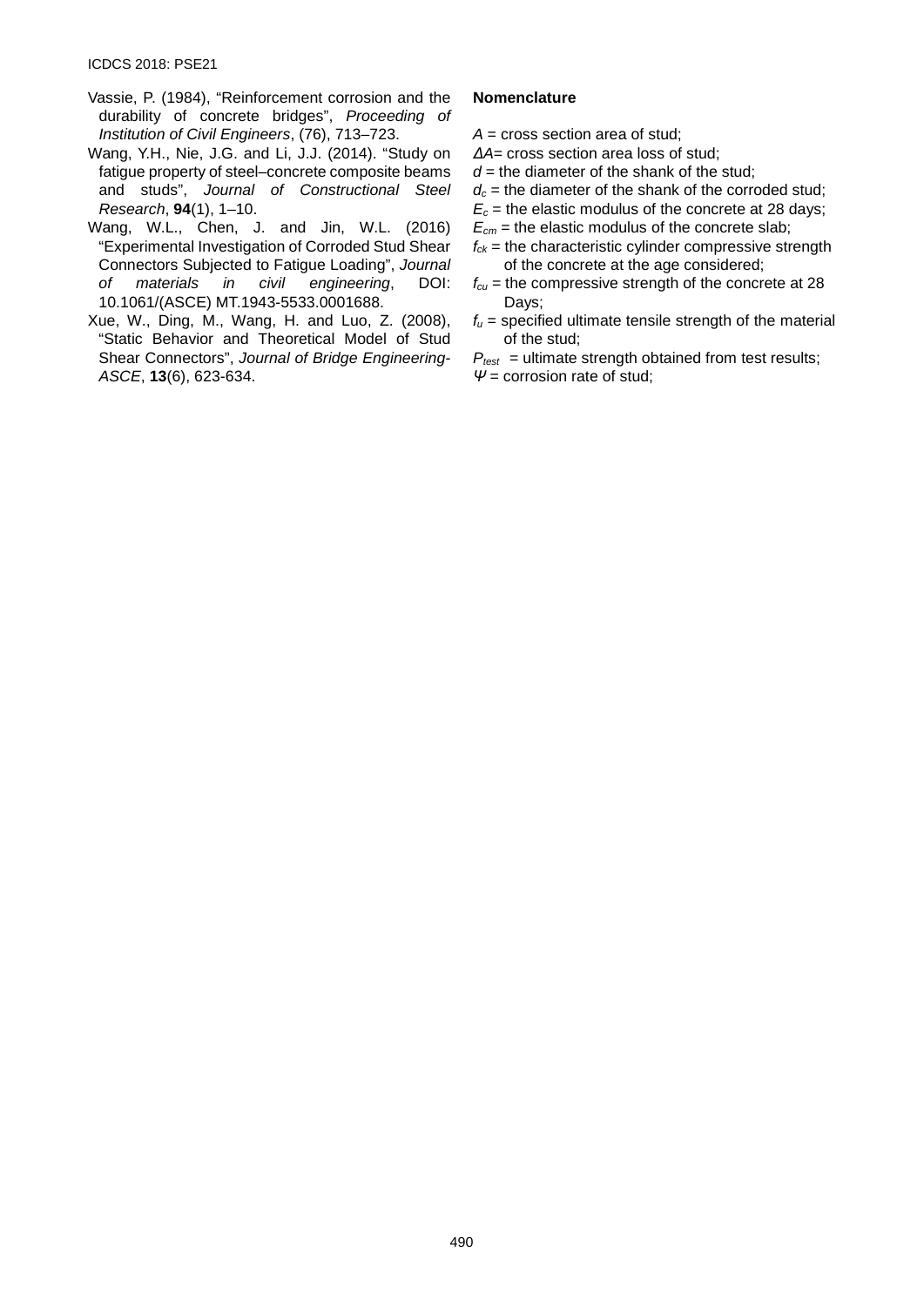Vassie, P. (1984), “Reinforcement corrosion and the durability of concrete bridges”, *Proceeding of Institution of Civil Engineers*, (76), 713–723.

Wang, Y.H., Nie, J.G. and Li, J.J. (2014). “Study on fatigue property of steel–concrete composite beams and studs”, *Journal of Constructional Steel Research*, **94**(1), 1–10.

Wang, W.L., Chen, J. and Jin, W.L. (2016) “Experimental Investigation of Corroded Stud Shear Connectors Subjected to Fatigue Loading”, *Journal of materials in civil engineering*, DOI: 10.1061/(ASCE) MT.1943-5533.0001688.

Xue, W., Ding, M., Wang, H. and Luo, Z. (2008), “Static Behavior and Theoretical Model of Stud Shear Connectors”, *Journal of Bridge Engineering-ASCE*, **13**(6), 623-634.

**Nomenclature**

$A$ = cross section area of stud;
$\Delta A$= cross section area loss of stud;
$d$ = the diameter of the shank of the stud;
$d_c$ = the diameter of the shank of the corroded stud;
$E_c$ = the elastic modulus of the concrete at 28 days;
$E_{cm}$ = the elastic modulus of the concrete slab;
$f_{ck}$ = the characteristic cylinder compressive strength of the concrete at the age considered;
$f_{cu}$ = the compressive strength of the concrete at 28 Days;
$f_u$ = specified ultimate tensile strength of the material of the stud;
$P_{test}$ = ultimate strength obtained from test results;
$\Psi$ = corrosion rate of stud;